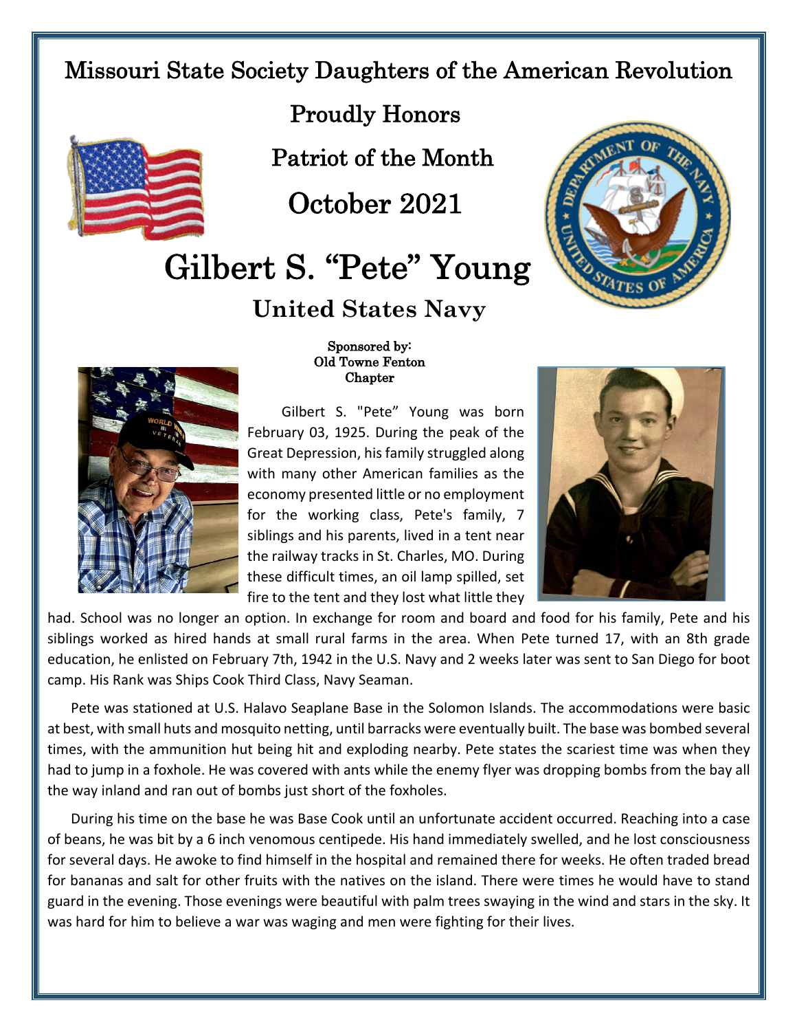Missouri State Society Daughters of the American Revolution

Proudly Honors

Patriot of the Month

October 2021

# Gilbert S. "Pete" Young

## United States Navy

**Sponsored by:**
**Old Towne Fenton Chapter**

Gilbert S. "Pete" Young was born February 03, 1925. During the peak of the Great Depression, his family struggled along with many other American families as the economy presented little or no employment for the working class, Pete's family, 7 siblings and his parents, lived in a tent near the railway tracks in St. Charles, MO. During these difficult times, an oil lamp spilled, set fire to the tent and they lost what little they had. School was no longer an option. In exchange for room and board and food for his family, Pete and his siblings worked as hired hands at small rural farms in the area. When Pete turned 17, with an 8th grade education, he enlisted on February 7th, 1942 in the U.S. Navy and 2 weeks later was sent to San Diego for boot camp. His Rank was Ships Cook Third Class, Navy Seaman.

Pete was stationed at U.S. Halavo Seaplane Base in the Solomon Islands. The accommodations were basic at best, with small huts and mosquito netting, until barracks were eventually built. The base was bombed several times, with the ammunition hut being hit and exploding nearby. Pete states the scariest time was when they had to jump in a foxhole. He was covered with ants while the enemy flyer was dropping bombs from the bay all the way inland and ran out of bombs just short of the foxholes.

During his time on the base he was Base Cook until an unfortunate accident occurred. Reaching into a case of beans, he was bit by a 6 inch venomous centipede. His hand immediately swelled, and he lost consciousness for several days. He awoke to find himself in the hospital and remained there for weeks. He often traded bread for bananas and salt for other fruits with the natives on the island. There were times he would have to stand guard in the evening. Those evenings were beautiful with palm trees swaying in the wind and stars in the sky. It was hard for him to believe a war was waging and men were fighting for their lives.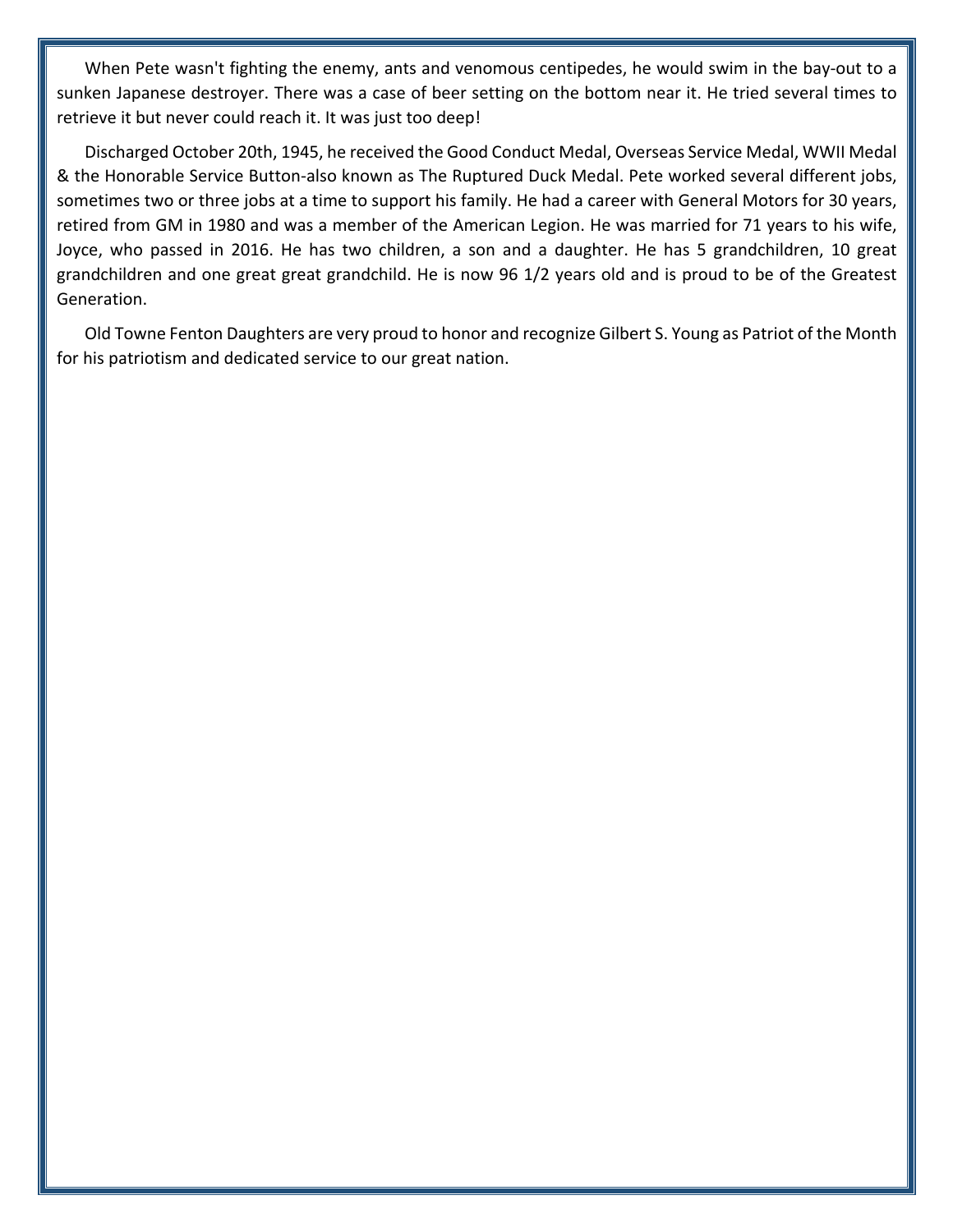When Pete wasn't fighting the enemy, ants and venomous centipedes, he would swim in the bay-out to a sunken Japanese destroyer. There was a case of beer setting on the bottom near it. He tried several times to retrieve it but never could reach it. It was just too deep!

Discharged October 20th, 1945, he received the Good Conduct Medal, Overseas Service Medal, WWII Medal & the Honorable Service Button-also known as The Ruptured Duck Medal. Pete worked several different jobs, sometimes two or three jobs at a time to support his family. He had a career with General Motors for 30 years, retired from GM in 1980 and was a member of the American Legion. He was married for 71 years to his wife, Joyce, who passed in 2016. He has two children, a son and a daughter. He has 5 grandchildren, 10 great grandchildren and one great great grandchild. He is now 96 1/2 years old and is proud to be of the Greatest Generation.

Old Towne Fenton Daughters are very proud to honor and recognize Gilbert S. Young as Patriot of the Month for his patriotism and dedicated service to our great nation.